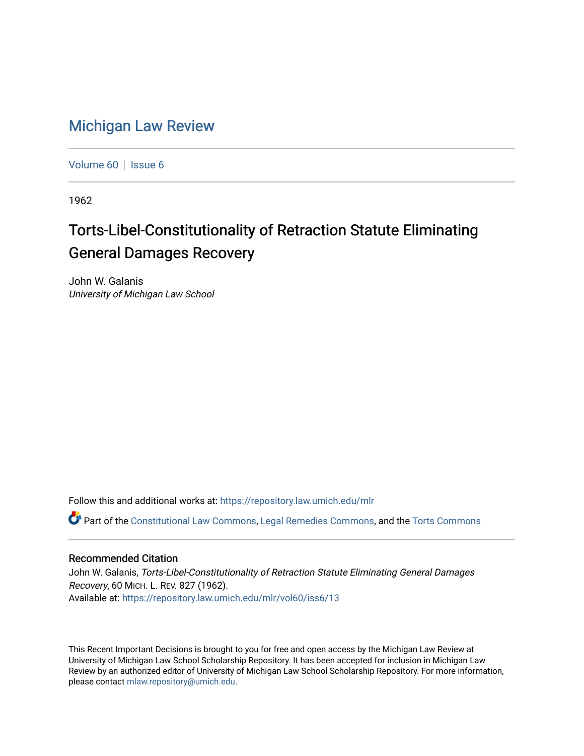# Michigan Law Review

Volume 60 | Issue 6

1962

## Torts-Libel-Constitutionality of Retraction Statute Eliminating General Damages Recovery

John W. Galanis
*University of Michigan Law School*

Follow this and additional works at: https://repository.law.umich.edu/mlr

Part of the Constitutional Law Commons, Legal Remedies Commons, and the Torts Commons

### Recommended Citation

John W. Galanis, *Torts-Libel-Constitutionality of Retraction Statute Eliminating General Damages Recovery*, 60 MICH. L. REV. 827 (1962).
Available at: https://repository.law.umich.edu/mlr/vol60/iss6/13

This Recent Important Decisions is brought to you for free and open access by the Michigan Law Review at University of Michigan Law School Scholarship Repository. It has been accepted for inclusion in Michigan Law Review by an authorized editor of University of Michigan Law School Scholarship Repository. For more information, please contact mlaw.repository@umich.edu.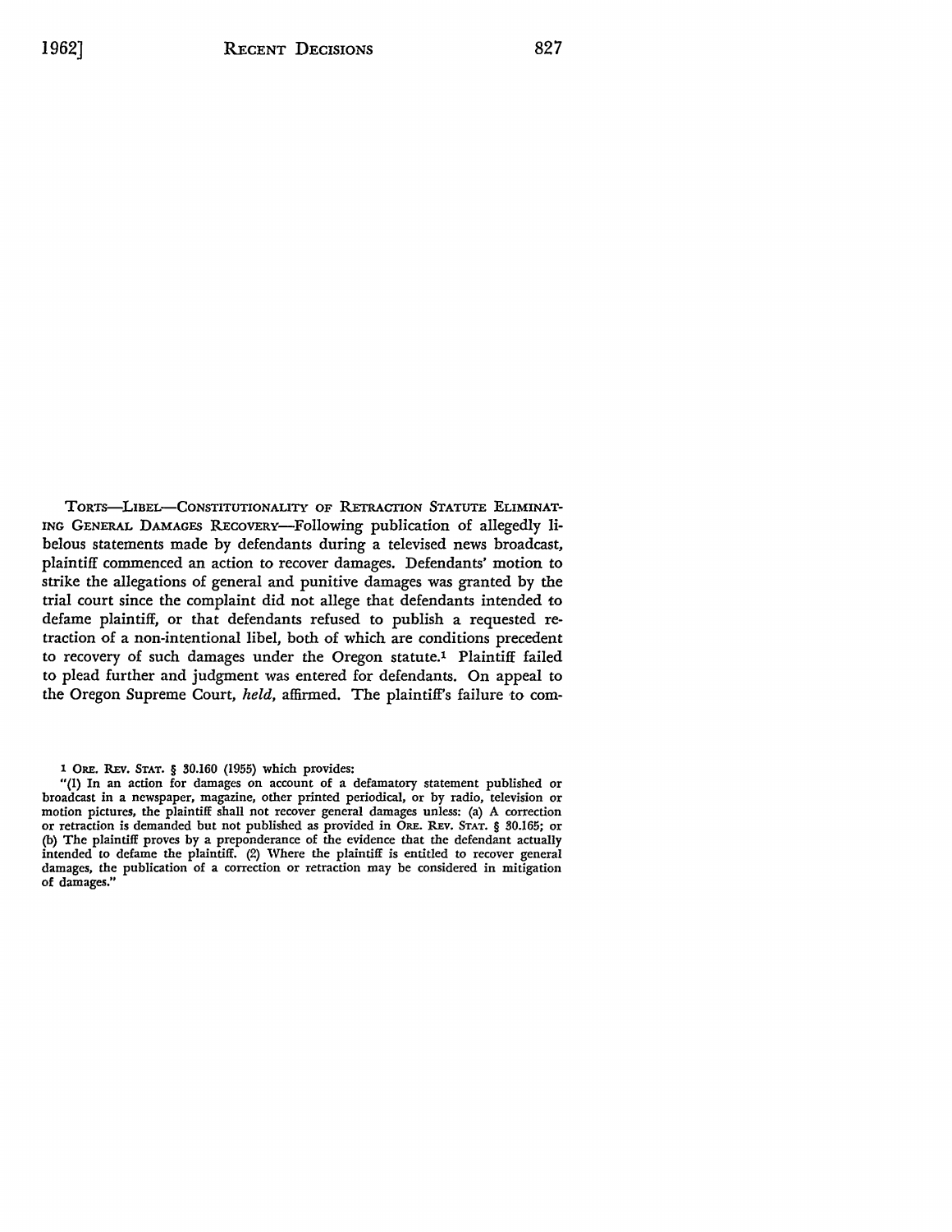TORTS—LIBEL—CONSTITUTIONALITY OF RETRACTION STATUTE ELIMINATING GENERAL DAMAGES RECOVERY—Following publication of allegedly libelous statements made by defendants during a televised news broadcast, plaintiff commenced an action to recover damages. Defendants' motion to strike the allegations of general and punitive damages was granted by the trial court since the complaint did not allege that defendants intended to defame plaintiff, or that defendants refused to publish a requested retraction of a non-intentional libel, both of which are conditions precedent to recovery of such damages under the Oregon statute.[1] Plaintiff failed to plead further and judgment was entered for defendants. On appeal to the Oregon Supreme Court, *held*, affirmed. The plaintiff's failure to com-

[1] ORE. REV. STAT. § 30.160 (1955) which provides:

"(1) In an action for damages on account of a defamatory statement published or broadcast in a newspaper, magazine, other printed periodical, or by radio, television or motion pictures, the plaintiff shall not recover general damages unless: (a) A correction or retraction is demanded but not published as provided in ORE. REV. STAT. § 30.165; or (b) The plaintiff proves by a preponderance of the evidence that the defendant actually intended to defame the plaintiff. (2) Where the plaintiff is entitled to recover general damages, the publication of a correction or retraction may be considered in mitigation of damages."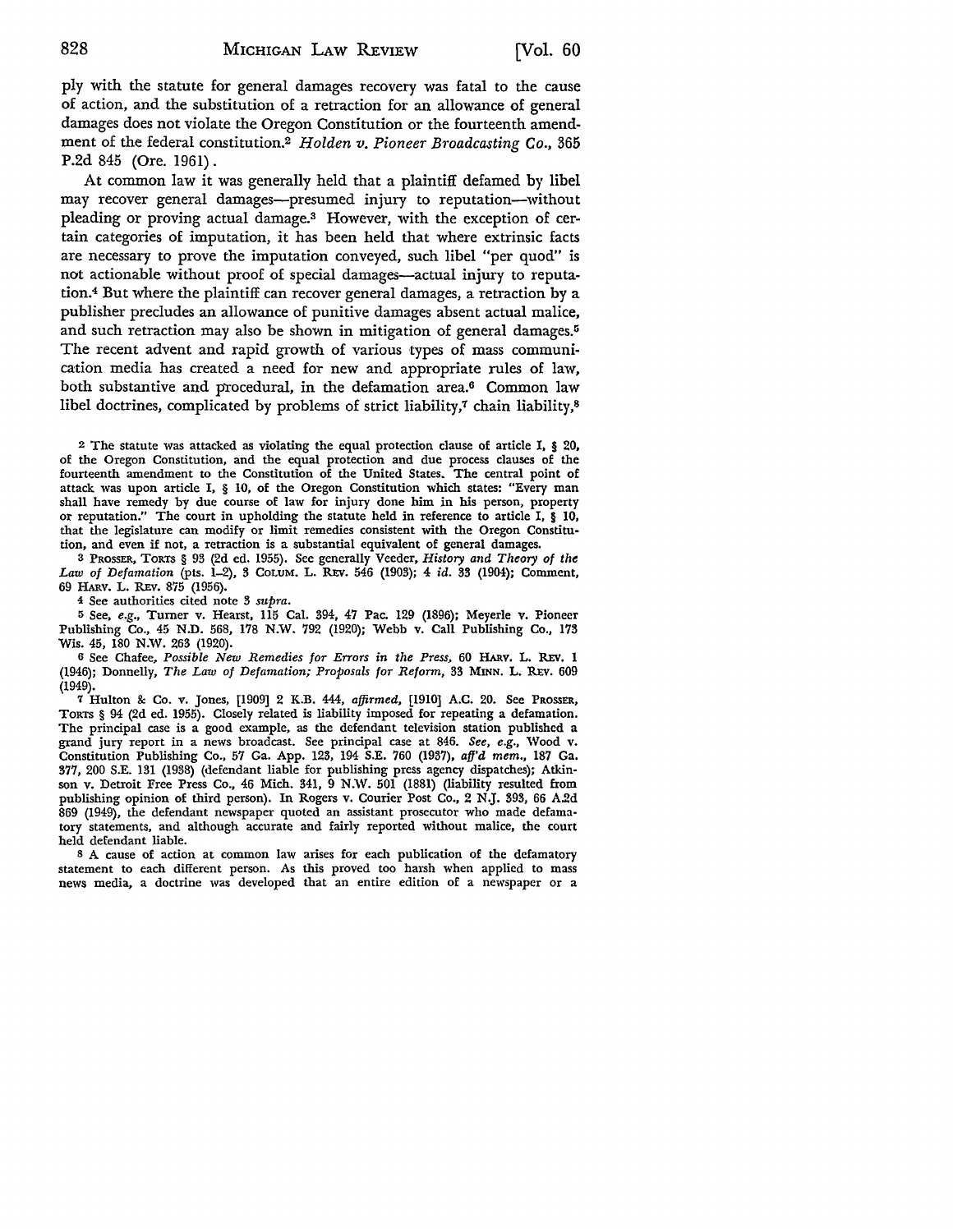ply with the statute for general damages recovery was fatal to the cause of action, and the substitution of a retraction for an allowance of general damages does not violate the Oregon Constitution or the fourteenth amendment of the federal constitution.[2] *Holden v. Pioneer Broadcasting Co.*, 365 P.2d 845 (Ore. 1961).

At common law it was generally held that a plaintiff defamed by libel may recover general damages—presumed injury to reputation—without pleading or proving actual damage.[3] However, with the exception of certain categories of imputation, it has been held that where extrinsic facts are necessary to prove the imputation conveyed, such libel "per quod" is not actionable without proof of special damages—actual injury to reputation.[4] But where the plaintiff can recover general damages, a retraction by a publisher precludes an allowance of punitive damages absent actual malice, and such retraction may also be shown in mitigation of general damages.[5] The recent advent and rapid growth of various types of mass communication media has created a need for new and appropriate rules of law, both substantive and procedural, in the defamation area.[6] Common law libel doctrines, complicated by problems of strict liability,[7] chain liability,[8]

---

[2] The statute was attacked as violating the equal protection clause of article I, § 20, of the Oregon Constitution, and the equal protection and due process clauses of the fourteenth amendment to the Constitution of the United States. The central point of attack was upon article I, § 10, of the Oregon Constitution which states: "Every man shall have remedy by due course of law for injury done him in his person, property or reputation." The court in upholding the statute held in reference to article I, § 10, that the legislature can modify or limit remedies consistent with the Oregon Constitution, and even if not, a retraction is a substantial equivalent of general damages.

[3] PROSSER, TORTS § 93 (2d ed. 1955). See generally Veeder, *History and Theory of the Law of Defamation* (pts. 1-2), 3 COLUM. L. REV. 546 (1903); 4 *id.* 33 (1904); Comment, 69 HARV. L. REV. 875 (1956).

[4] See authorities cited note 3 *supra*.

[5] See, *e.g.*, Turner v. Hearst, 115 Cal. 394, 47 Pac. 129 (1896); Meyerle v. Pioneer Publishing Co., 45 N.D. 568, 178 N.W. 792 (1920); Webb v. Call Publishing Co., 173 Wis. 45, 180 N.W. 263 (1920).

[6] See Chafee, *Possible New Remedies for Errors in the Press*, 60 HARV. L. REV. 1 (1946); Donnelly, *The Law of Defamation; Proposals for Reform*, 33 MINN. L. REV. 609 (1949).

[7] Hulton & Co. v. Jones, [1909] 2 K.B. 444, *affirmed*, [1910] A.C. 20. See PROSSER, TORTS § 94 (2d ed. 1955). Closely related is liability imposed for repeating a defamation. The principal case is a good example, as the defendant television station published a grand jury report in a news broadcast. See principal case at 846. *See, e.g.*, Wood v. Constitution Publishing Co., 57 Ga. App. 123, 194 S.E. 760 (1937), *aff'd mem.*, 187 Ga. 377, 200 S.E. 131 (1938) (defendant liable for publishing press agency dispatches); Atkinson v. Detroit Free Press Co., 46 Mich. 341, 9 N.W. 501 (1881) (liability resulted from publishing opinion of third person). In Rogers v. Courier Post Co., 2 N.J. 393, 66 A.2d 869 (1949), the defendant newspaper quoted an assistant prosecutor who made defamatory statements, and although accurate and fairly reported without malice, the court held defendant liable.

[8] A cause of action at common law arises for each publication of the defamatory statement to each different person. As this proved too harsh when applied to mass news media, a doctrine was developed that an entire edition of a newspaper or a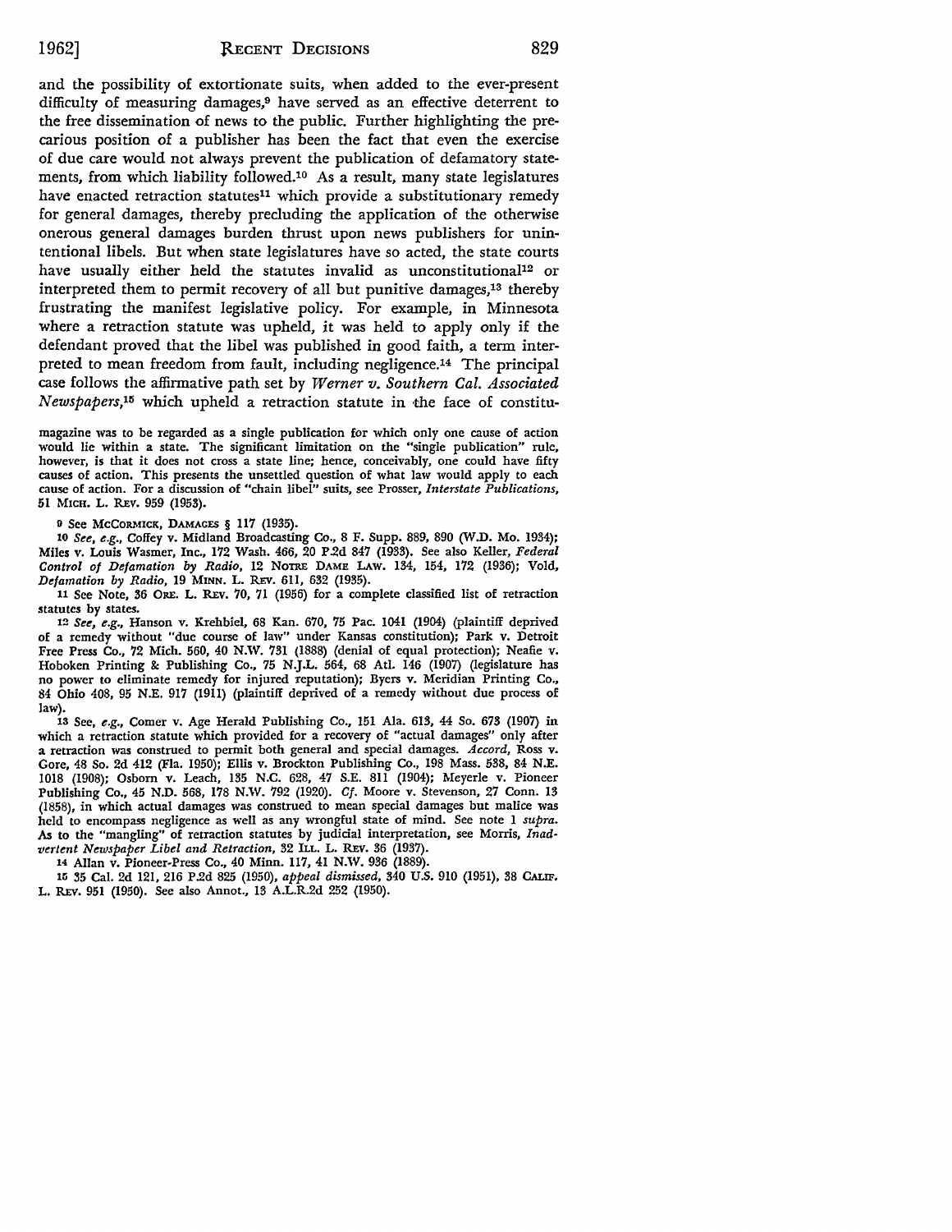and the possibility of extortionate suits, when added to the ever-present difficulty of measuring damages,[9] have served as an effective deterrent to the free dissemination of news to the public. Further highlighting the precarious position of a publisher has been the fact that even the exercise of due care would not always prevent the publication of defamatory statements, from which liability followed.[10] As a result, many state legislatures have enacted retraction statutes[11] which provide a substitutionary remedy for general damages, thereby precluding the application of the otherwise onerous general damages burden thrust upon news publishers for unintentional libels. But when state legislatures have so acted, the state courts have usually either held the statutes invalid as unconstitutional[12] or interpreted them to permit recovery of all but punitive damages,[13] thereby frustrating the manifest legislative policy. For example, in Minnesota where a retraction statute was upheld, it was held to apply only if the defendant proved that the libel was published in good faith, a term interpreted to mean freedom from fault, including negligence.[14] The principal case follows the affirmative path set by *Werner v. Southern Cal. Associated Newspapers*,[15] which upheld a retraction statute in the face of constitu-

magazine was to be regarded as a single publication for which only one cause of action would lie within a state. The significant limitation on the "single publication" rule, however, is that it does not cross a state line; hence, conceivably, one could have fifty causes of action. This presents the unsettled question of what law would apply to each cause of action. For a discussion of "chain libel" suits, see Prosser, *Interstate Publications*, 51 MICH. L. REV. 959 (1953).

9 See MCCORMICK, DAMAGES § 117 (1935).

10 *See, e.g.*, Coffey v. Midland Broadcasting Co., 8 F. Supp. 889, 890 (W.D. Mo. 1934); Miles v. Louis Wasmer, Inc., 172 Wash. 466, 20 P.2d 847 (1933). See also Keller, *Federal Control of Defamation by Radio*, 12 NOTRE DAME LAW. 134, 154, 172 (1936); Vold, *Defamation by Radio*, 19 MINN. L. REV. 611, 632 (1935).

11 See Note, 36 ORE. L. REV. 70, 71 (1956) for a complete classified list of retraction statutes by states.

12 *See, e.g.*, Hanson v. Krehbiel, 68 Kan. 670, 75 Pac. 1041 (1904) (plaintiff deprived of a remedy without "due course of law" under Kansas constitution); Park v. Detroit Free Press Co., 72 Mich. 560, 40 N.W. 731 (1888) (denial of equal protection); Neafie v. Hoboken Printing & Publishing Co., 75 N.J.L. 564, 68 Atl. 146 (1907) (legislature has no power to eliminate remedy for injured reputation); Byers v. Meridian Printing Co., 84 Ohio 408, 95 N.E. 917 (1911) (plaintiff deprived of a remedy without due process of law).

13 See, *e.g.*, Comer v. Age Herald Publishing Co., 151 Ala. 613, 44 So. 673 (1907) in which a retraction statute which provided for a recovery of "actual damages" only after a retraction was construed to permit both general and special damages. *Accord*, Ross v. Gore, 48 So. 2d 412 (Fla. 1950); Ellis v. Brockton Publishing Co., 198 Mass. 538, 84 N.E. 1018 (1908); Osborn v. Leach, 135 N.C. 628, 47 S.E. 811 (1904); Meyerle v. Pioneer Publishing Co., 45 N.D. 568, 178 N.W. 792 (1920). *Cf.* Moore v. Stevenson, 27 Conn. 13 (1858), in which actual damages was construed to mean special damages but malice was held to encompass negligence as well as any wrongful state of mind. See note 1 *supra*. As to the "mangling" of retraction statutes by judicial interpretation, see Morris, *Inadvertent Newspaper Libel and Retraction*, 32 ILL. L. REV. 36 (1937).

14 Allan v. Pioneer-Press Co., 40 Minn. 117, 41 N.W. 936 (1889).

15 35 Cal. 2d 121, 216 P.2d 825 (1950), *appeal dismissed*, 340 U.S. 910 (1951), 38 CALIF. L. REV. 951 (1950). See also Annot., 13 A.L.R.2d 252 (1950).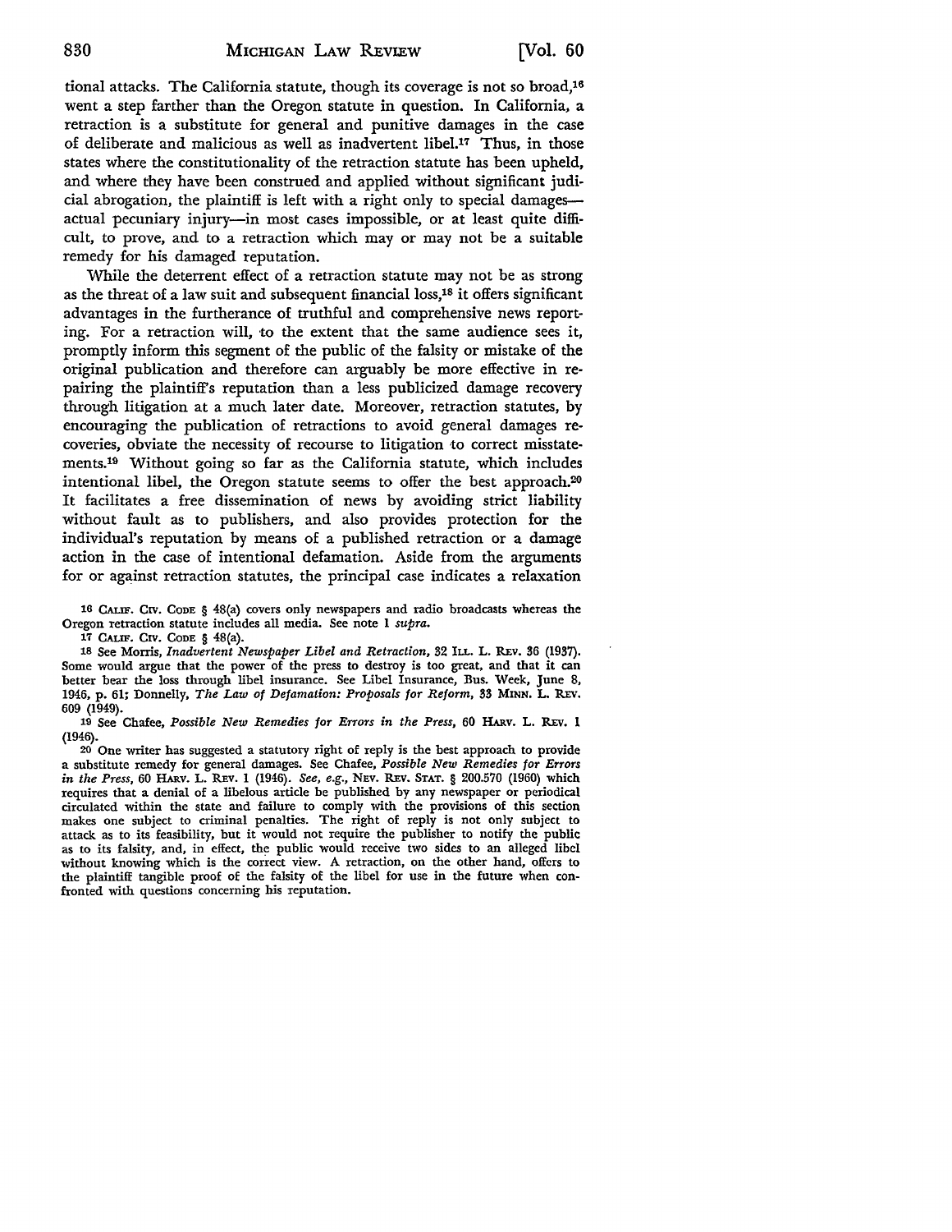tional attacks. The California statute, though its coverage is not so broad,[16] went a step farther than the Oregon statute in question. In California, a retraction is a substitute for general and punitive damages in the case of deliberate and malicious as well as inadvertent libel.[17] Thus, in those states where the constitutionality of the retraction statute has been upheld, and where they have been construed and applied without significant judicial abrogation, the plaintiff is left with a right only to special damages—actual pecuniary injury—in most cases impossible, or at least quite difficult, to prove, and to a retraction which may or may not be a suitable remedy for his damaged reputation.

While the deterrent effect of a retraction statute may not be as strong as the threat of a law suit and subsequent financial loss,[18] it offers significant advantages in the furtherance of truthful and comprehensive news reporting. For a retraction will, to the extent that the same audience sees it, promptly inform this segment of the public of the falsity or mistake of the original publication and therefore can arguably be more effective in repairing the plaintiff's reputation than a less publicized damage recovery through litigation at a much later date. Moreover, retraction statutes, by encouraging the publication of retractions to avoid general damages recoveries, obviate the necessity of recourse to litigation to correct misstatements.[19] Without going so far as the California statute, which includes intentional libel, the Oregon statute seems to offer the best approach.[20] It facilitates a free dissemination of news by avoiding strict liability without fault as to publishers, and also provides protection for the individual's reputation by means of a published retraction or a damage action in the case of intentional defamation. Aside from the arguments for or against retraction statutes, the principal case indicates a relaxation

---

16 CALIF. CIV. CODE § 48(a) covers only newspapers and radio broadcasts whereas the Oregon retraction statute includes all media. See note 1 *supra*.

17 CALIF. CIV. CODE § 48(a).

18 See Morris, *Inadvertent Newspaper Libel and Retraction*, 32 ILL. L. REV. 36 (1937). Some would argue that the power of the press to destroy is too great, and that it can better bear the loss through libel insurance. See Libel Insurance, Bus. Week, June 8, 1946, p. 61; Donnelly, *The Law of Defamation: Proposals for Reform*, 33 MINN. L. REV. 609 (1949).

19 See Chafee, *Possible New Remedies for Errors in the Press*, 60 HARV. L. REV. 1 (1946).

20 One writer has suggested a statutory right of reply is the best approach to provide a substitute remedy for general damages. See Chafee, *Possible New Remedies for Errors in the Press*, 60 HARV. L. REV. 1 (1946). *See, e.g.*, NEV. REV. STAT. § 200.570 (1960) which requires that a denial of a libelous article be published by any newspaper or periodical circulated within the state and failure to comply with the provisions of this section makes one subject to criminal penalties. The right of reply is not only subject to attack as to its feasibility, but it would not require the publisher to notify the public as to its falsity, and, in effect, the public would receive two sides to an alleged libel without knowing which is the correct view. A retraction, on the other hand, offers to the plaintiff tangible proof of the falsity of the libel for use in the future when confronted with questions concerning his reputation.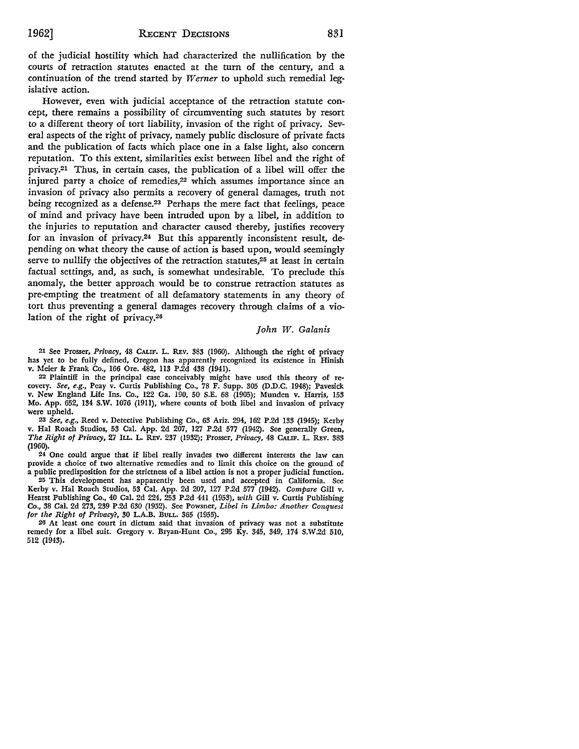of the judicial hostility which had characterized the nullification by the courts of retraction statutes enacted at the turn of the century, and a continuation of the trend started by *Werner* to uphold such remedial legislative action.

However, even with judicial acceptance of the retraction statute concept, there remains a possibility of circumventing such statutes by resort to a different theory of tort liability, invasion of the right of privacy. Several aspects of the right of privacy, namely public disclosure of private facts and the publication of facts which place one in a false light, also concern reputation. To this extent, similarities exist between libel and the right of privacy.[21] Thus, in certain cases, the publication of a libel will offer the injured party a choice of remedies,[22] which assumes importance since an invasion of privacy also permits a recovery of general damages, truth not being recognized as a defense.[23] Perhaps the mere fact that feelings, peace of mind and privacy have been intruded upon by a libel, in addition to the injuries to reputation and character caused thereby, justifies recovery for an invasion of privacy.[24] But this apparently inconsistent result, depending on what theory the cause of action is based upon, would seemingly serve to nullify the objectives of the retraction statutes,[25] at least in certain factual settings, and, as such, is somewhat undesirable. To preclude this anomaly, the better approach would be to construe retraction statutes as pre-empting the treatment of all defamatory statements in any theory of tort thus preventing a general damages recovery through claims of a violation of the right of privacy.[26]

*John W. Galanis*

---

[21] See Prosser, *Privacy*, 48 CALIF. L. REV. 383 (1960). Although the right of privacy has yet to be fully defined, Oregon has apparently recognized its existence in Hinish v. Meier & Frank Co., 166 Ore. 482, 113 P.2d 438 (1941).

[22] Plaintiff in the principal case conceivably might have used this theory of recovery. *See, e.g.,* Peay v. Curtis Publishing Co., 78 F. Supp. 305 (D.D.C. 1948); Pavesick v. New England Life Ins. Co., 122 Ga. 190, 50 S.E. 68 (1905); Munden v. Harris, 153 Mo. App. 652, 134 S.W. 1076 (1911), where counts of both libel and invasion of privacy were upheld.

[23] *See, e.g.,* Reed v. Detective Publishing Co., 63 Ariz. 294, 162 P.2d 133 (1945); Kerby v. Hal Roach Studios, 53 Cal. App. 2d 207, 127 P.2d 577 (1942). See generally Green, *The Right of Privacy*, 27 ILL. L. REV. 237 (1932); Prosser, *Privacy*, 48 CALIF. L. REV. 383 (1960).

[24] One could argue that if libel really invades two different interests the law can provide a choice of two alternative remedies and to limit this choice on the ground of a public predisposition for the strictness of a libel action is not a proper judicial function.

[25] This development has apparently been used and accepted in California. See Kerby v. Hal Roach Studios, 53 Cal. App. 2d 207, 127 P.2d 577 (1942). *Compare* Gill v. Hearst Publishing Co., 40 Cal. 2d 224, 253 P.2d 441 (1953), *with* Gill v. Curtis Publishing Co., 38 Cal. 2d 273, 239 P.2d 630 (1952). See Powsner, *Libel in Limbo: Another Conquest for the Right of Privacy?*, 30 L.A.B. BULL. 365 (1955).

[26] At least one court in dictum said that invasion of privacy was not a substitute remedy for a libel suit. Gregory v. Bryan-Hunt Co., 295 Ky. 345, 349, 174 S.W.2d 510, 512 (1943).